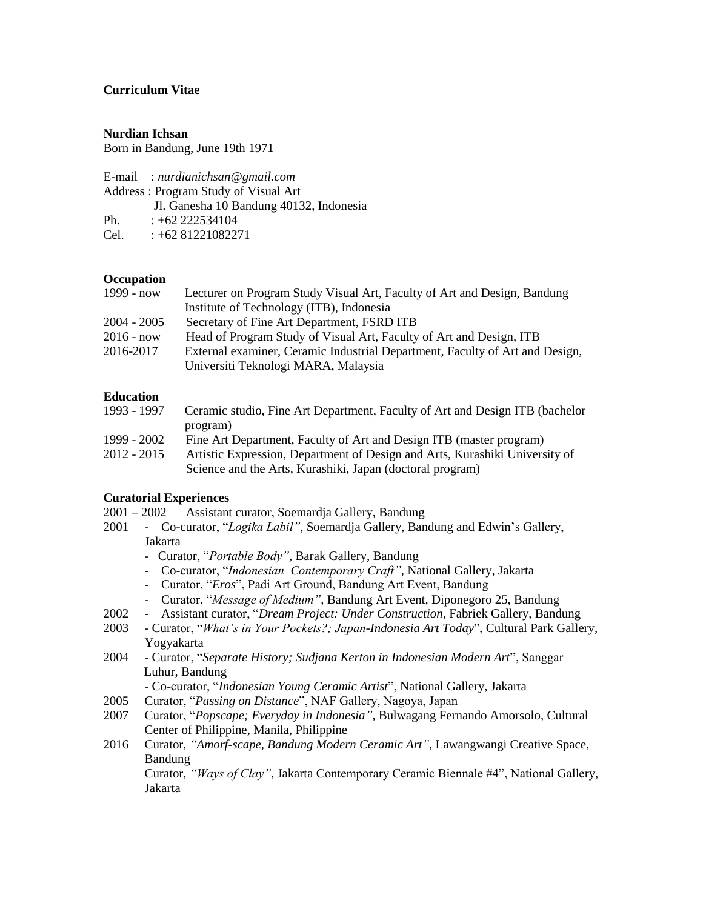**Curriculum Vitae**

**Nurdian Ichsan**

Born in Bandung, June 19th 1971

E-mail : *nurdianichsan@gmail.com*
Address : Program Study of Visual Art
Jl. Ganesha 10 Bandung 40132, Indonesia
Ph. : +62 222534104
Cel. : +62 81221082271

**Occupation**

| | |
|---|---|
| 1999 - now | Lecturer on Program Study Visual Art, Faculty of Art and Design, Bandung Institute of Technology (ITB), Indonesia |
| 2004 - 2005 | Secretary of Fine Art Department, FSRD ITB |
| 2016 - now | Head of Program Study of Visual Art, Faculty of Art and Design, ITB |
| 2016-2017 | External examiner, Ceramic Industrial Department, Faculty of Art and Design, Universiti Teknologi MARA, Malaysia |

**Education**

| | |
|---|---|
| 1993 - 1997 | Ceramic studio, Fine Art Department, Faculty of Art and Design ITB (bachelor program) |
| 1999 - 2002 | Fine Art Department, Faculty of Art and Design ITB (master program) |
| 2012 - 2015 | Artistic Expression, Department of Design and Arts, Kurashiki University of Science and the Arts, Kurashiki, Japan (doctoral program) |

**Curatorial Experiences**

2001 – 2002 Assistant curator, Soemardja Gallery, Bandung

2001
- Co-curator, "*Logika Labil"*, Soemardja Gallery, Bandung and Edwin's Gallery, Jakarta
- Curator, "*Portable Body"*, Barak Gallery, Bandung
- Co-curator, "*Indonesian Contemporary Craft"*, National Gallery, Jakarta
- Curator, "*Eros*", Padi Art Ground, Bandung Art Event, Bandung
- Curator, "*Message of Medium"*, Bandung Art Event, Diponegoro 25, Bandung

2002
- Assistant curator, "*Dream Project: Under Construction*, Fabriek Gallery, Bandung

2003
- Curator, "*What's in Your Pockets?; Japan-Indonesia Art Today*", Cultural Park Gallery, Yogyakarta

2004
- Curator, "*Separate History; Sudjana Kerton in Indonesian Modern Art*", Sanggar Luhur, Bandung
- Co-curator, "*Indonesian Young Ceramic Artist*", National Gallery, Jakarta

2005 Curator, "*Passing on Distance*", NAF Gallery, Nagoya, Japan

2007 Curator, "*Popscape; Everyday in Indonesia"*, Bulwagang Fernando Amorsolo, Cultural Center of Philippine, Manila, Philippine

2016 Curator, *"Amorf-scape, Bandung Modern Ceramic Art"*, Lawangwangi Creative Space, Bandung
Curator, *"Ways of Clay"*, Jakarta Contemporary Ceramic Biennale #4", National Gallery, Jakarta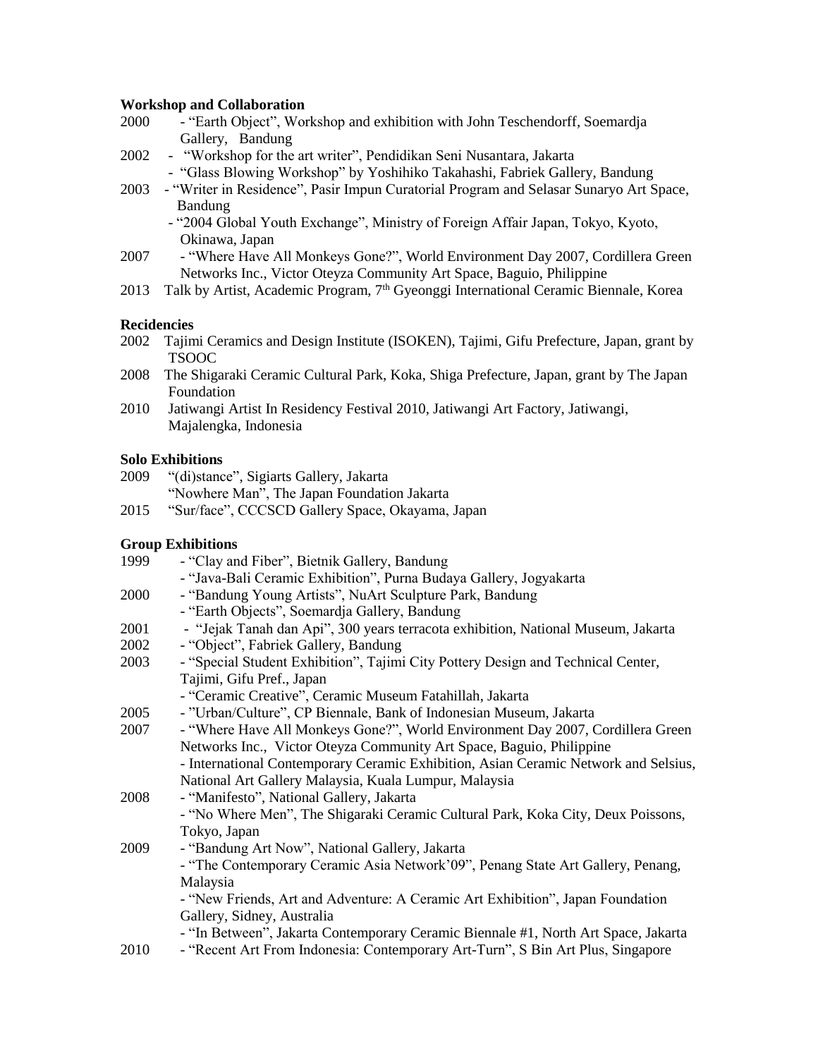**Workshop and Collaboration**

2000 - "Earth Object", Workshop and exhibition with John Teschendorff, Soemardja Gallery, Bandung

2002 - "Workshop for the art writer", Pendidikan Seni Nusantara, Jakarta
- "Glass Blowing Workshop" by Yoshihiko Takahashi, Fabriek Gallery, Bandung

2003 - "Writer in Residence", Pasir Impun Curatorial Program and Selasar Sunaryo Art Space, Bandung
- "2004 Global Youth Exchange", Ministry of Foreign Affair Japan, Tokyo, Kyoto, Okinawa, Japan

2007 - "Where Have All Monkeys Gone?", World Environment Day 2007, Cordillera Green Networks Inc., Victor Oteyza Community Art Space, Baguio, Philippine

2013 Talk by Artist, Academic Program, 7th Gyeonggi International Ceramic Biennale, Korea

**Recidencies**

2002 Tajimi Ceramics and Design Institute (ISOKEN), Tajimi, Gifu Prefecture, Japan, grant by TSOOC

2008 The Shigaraki Ceramic Cultural Park, Koka, Shiga Prefecture, Japan, grant by The Japan Foundation

2010 Jatiwangi Artist In Residency Festival 2010, Jatiwangi Art Factory, Jatiwangi, Majalengka, Indonesia

**Solo Exhibitions**

2009 "(di)stance", Sigiarts Gallery, Jakarta
"Nowhere Man", The Japan Foundation Jakarta

2015 "Sur/face", CCCSCD Gallery Space, Okayama, Japan

**Group Exhibitions**

1999 - "Clay and Fiber", Bietnik Gallery, Bandung
- "Java-Bali Ceramic Exhibition", Purna Budaya Gallery, Jogyakarta

2000 - "Bandung Young Artists", NuArt Sculpture Park, Bandung
- "Earth Objects", Soemardja Gallery, Bandung

2001 - "Jejak Tanah dan Api", 300 years terracota exhibition, National Museum, Jakarta

2002 - "Object", Fabriek Gallery, Bandung

2003 - "Special Student Exhibition", Tajimi City Pottery Design and Technical Center, Tajimi, Gifu Pref., Japan
- "Ceramic Creative", Ceramic Museum Fatahillah, Jakarta

2005 - "Urban/Culture", CP Biennale, Bank of Indonesian Museum, Jakarta

2007 - "Where Have All Monkeys Gone?", World Environment Day 2007, Cordillera Green Networks Inc., Victor Oteyza Community Art Space, Baguio, Philippine
- International Contemporary Ceramic Exhibition, Asian Ceramic Network and Selsius, National Art Gallery Malaysia, Kuala Lumpur, Malaysia

2008 - "Manifesto", National Gallery, Jakarta
- "No Where Men", The Shigaraki Ceramic Cultural Park, Koka City, Deux Poissons, Tokyo, Japan

2009 - "Bandung Art Now", National Gallery, Jakarta
- "The Contemporary Ceramic Asia Network'09", Penang State Art Gallery, Penang, Malaysia
- "New Friends, Art and Adventure: A Ceramic Art Exhibition", Japan Foundation Gallery, Sidney, Australia
- "In Between", Jakarta Contemporary Ceramic Biennale #1, North Art Space, Jakarta

2010 - "Recent Art From Indonesia: Contemporary Art-Turn", S Bin Art Plus, Singapore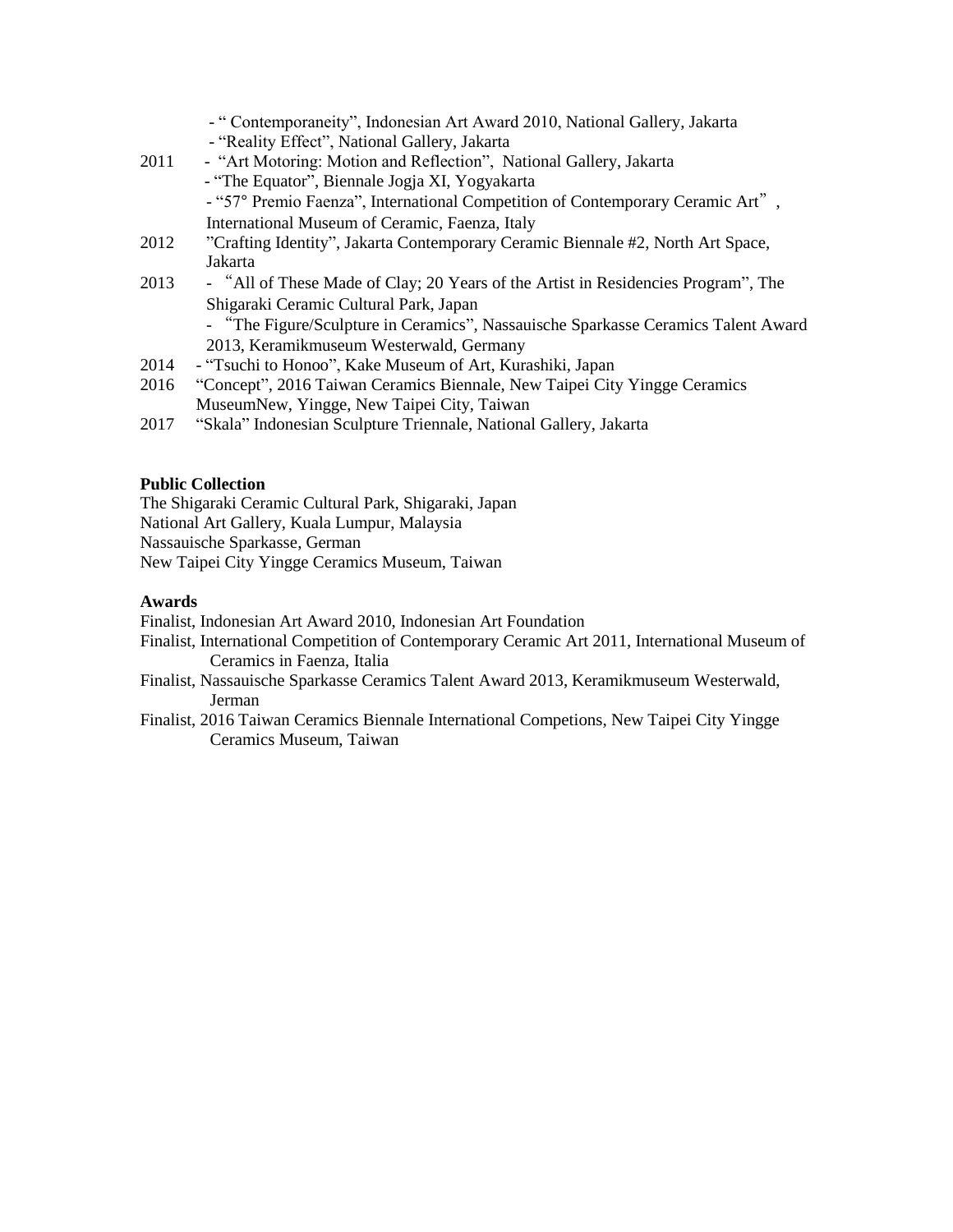- " Contemporaneity", Indonesian Art Award 2010, National Gallery, Jakarta
- "Reality Effect", National Gallery, Jakarta

2011 - "Art Motoring: Motion and Reflection", National Gallery, Jakarta
- "The Equator", Biennale Jogja XI, Yogyakarta
- "57° Premio Faenza", International Competition of Contemporary Ceramic Art", International Museum of Ceramic, Faenza, Italy

2012 "Crafting Identity", Jakarta Contemporary Ceramic Biennale #2, North Art Space, Jakarta

2013 - "All of These Made of Clay; 20 Years of the Artist in Residencies Program", The Shigaraki Ceramic Cultural Park, Japan
- "The Figure/Sculpture in Ceramics", Nassauische Sparkasse Ceramics Talent Award 2013, Keramikmuseum Westerwald, Germany

2014 - "Tsuchi to Honoo", Kake Museum of Art, Kurashiki, Japan

2016 "Concept", 2016 Taiwan Ceramics Biennale, New Taipei City Yingge Ceramics MuseumNew, Yingge, New Taipei City, Taiwan

2017 "Skala" Indonesian Sculpture Triennale, National Gallery, Jakarta

**Public Collection**

The Shigaraki Ceramic Cultural Park, Shigaraki, Japan
National Art Gallery, Kuala Lumpur, Malaysia
Nassauische Sparkasse, German
New Taipei City Yingge Ceramics Museum, Taiwan

**Awards**

Finalist, Indonesian Art Award 2010, Indonesian Art Foundation
Finalist, International Competition of Contemporary Ceramic Art 2011, International Museum of Ceramics in Faenza, Italia
Finalist, Nassauische Sparkasse Ceramics Talent Award 2013, Keramikmuseum Westerwald, Jerman
Finalist, 2016 Taiwan Ceramics Biennale International Competions, New Taipei City Yingge Ceramics Museum, Taiwan